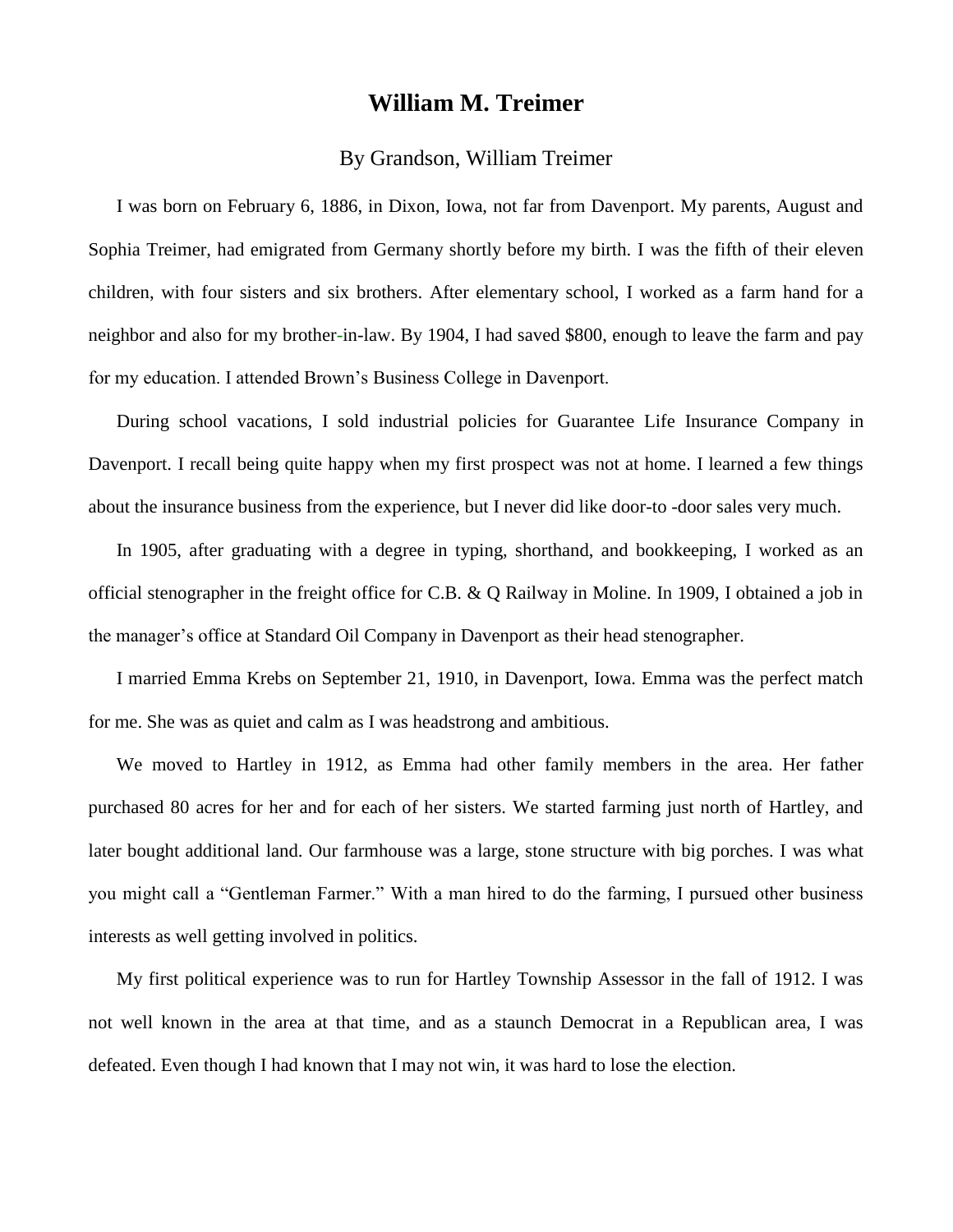# William M. Treimer

By Grandson, William Treimer

I was born on February 6, 1886, in Dixon, Iowa, not far from Davenport. My parents, August and Sophia Treimer, had emigrated from Germany shortly before my birth. I was the fifth of their eleven children, with four sisters and six brothers. After elementary school, I worked as a farm hand for a neighbor and also for my brother-in-law. By 1904, I had saved $800, enough to leave the farm and pay for my education. I attended Brown's Business College in Davenport.

During school vacations, I sold industrial policies for Guarantee Life Insurance Company in Davenport. I recall being quite happy when my first prospect was not at home. I learned a few things about the insurance business from the experience, but I never did like door-to -door sales very much.

In 1905, after graduating with a degree in typing, shorthand, and bookkeeping, I worked as an official stenographer in the freight office for C.B. & Q Railway in Moline. In 1909, I obtained a job in the manager's office at Standard Oil Company in Davenport as their head stenographer.

I married Emma Krebs on September 21, 1910, in Davenport, Iowa. Emma was the perfect match for me. She was as quiet and calm as I was headstrong and ambitious.

We moved to Hartley in 1912, as Emma had other family members in the area. Her father purchased 80 acres for her and for each of her sisters. We started farming just north of Hartley, and later bought additional land. Our farmhouse was a large, stone structure with big porches. I was what you might call a "Gentleman Farmer." With a man hired to do the farming, I pursued other business interests as well getting involved in politics.

My first political experience was to run for Hartley Township Assessor in the fall of 1912. I was not well known in the area at that time, and as a staunch Democrat in a Republican area, I was defeated. Even though I had known that I may not win, it was hard to lose the election.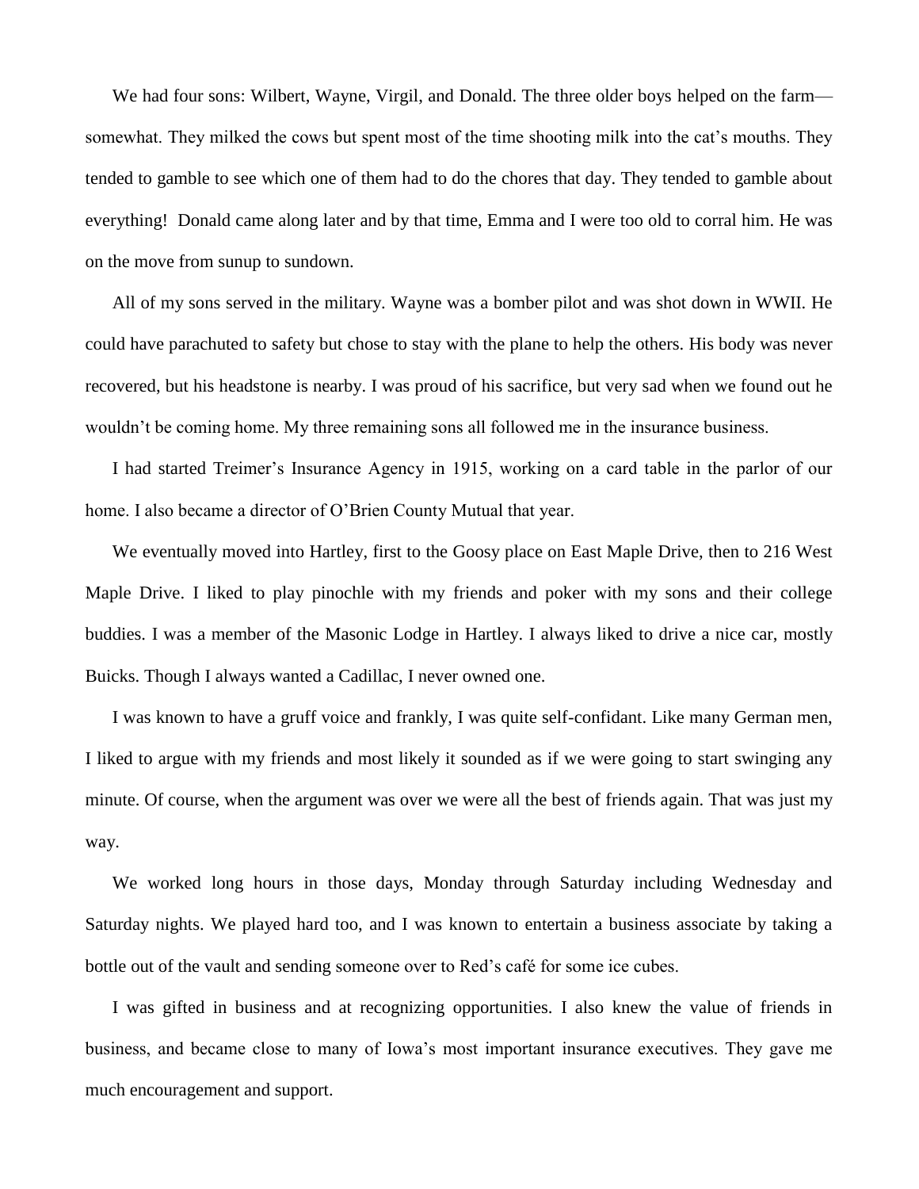We had four sons: Wilbert, Wayne, Virgil, and Donald. The three older boys helped on the farm—somewhat. They milked the cows but spent most of the time shooting milk into the cat's mouths. They tended to gamble to see which one of them had to do the chores that day. They tended to gamble about everything! Donald came along later and by that time, Emma and I were too old to corral him. He was on the move from sunup to sundown.

All of my sons served in the military. Wayne was a bomber pilot and was shot down in WWII. He could have parachuted to safety but chose to stay with the plane to help the others. His body was never recovered, but his headstone is nearby. I was proud of his sacrifice, but very sad when we found out he wouldn't be coming home. My three remaining sons all followed me in the insurance business.

I had started Treimer's Insurance Agency in 1915, working on a card table in the parlor of our home. I also became a director of O'Brien County Mutual that year.

We eventually moved into Hartley, first to the Goosy place on East Maple Drive, then to 216 West Maple Drive. I liked to play pinochle with my friends and poker with my sons and their college buddies. I was a member of the Masonic Lodge in Hartley. I always liked to drive a nice car, mostly Buicks. Though I always wanted a Cadillac, I never owned one.

I was known to have a gruff voice and frankly, I was quite self-confidant. Like many German men, I liked to argue with my friends and most likely it sounded as if we were going to start swinging any minute. Of course, when the argument was over we were all the best of friends again. That was just my way.

We worked long hours in those days, Monday through Saturday including Wednesday and Saturday nights. We played hard too, and I was known to entertain a business associate by taking a bottle out of the vault and sending someone over to Red's café for some ice cubes.

I was gifted in business and at recognizing opportunities. I also knew the value of friends in business, and became close to many of Iowa's most important insurance executives. They gave me much encouragement and support.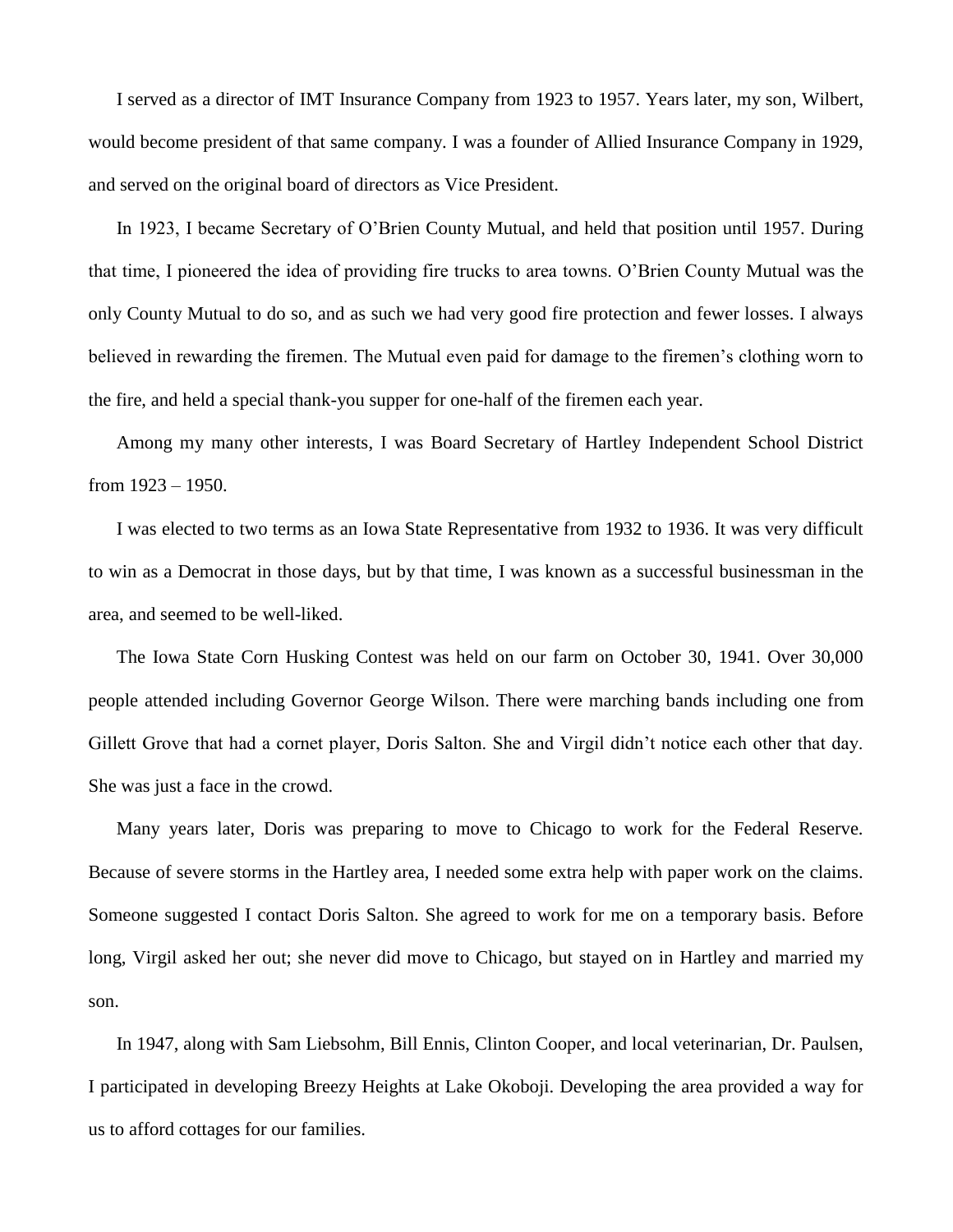I served as a director of IMT Insurance Company from 1923 to 1957. Years later, my son, Wilbert, would become president of that same company. I was a founder of Allied Insurance Company in 1929, and served on the original board of directors as Vice President.

In 1923, I became Secretary of O'Brien County Mutual, and held that position until 1957. During that time, I pioneered the idea of providing fire trucks to area towns. O'Brien County Mutual was the only County Mutual to do so, and as such we had very good fire protection and fewer losses. I always believed in rewarding the firemen. The Mutual even paid for damage to the firemen's clothing worn to the fire, and held a special thank-you supper for one-half of the firemen each year.

Among my many other interests, I was Board Secretary of Hartley Independent School District from 1923 – 1950.

I was elected to two terms as an Iowa State Representative from 1932 to 1936. It was very difficult to win as a Democrat in those days, but by that time, I was known as a successful businessman in the area, and seemed to be well-liked.

The Iowa State Corn Husking Contest was held on our farm on October 30, 1941. Over 30,000 people attended including Governor George Wilson. There were marching bands including one from Gillett Grove that had a cornet player, Doris Salton. She and Virgil didn't notice each other that day. She was just a face in the crowd.

Many years later, Doris was preparing to move to Chicago to work for the Federal Reserve. Because of severe storms in the Hartley area, I needed some extra help with paper work on the claims. Someone suggested I contact Doris Salton. She agreed to work for me on a temporary basis. Before long, Virgil asked her out; she never did move to Chicago, but stayed on in Hartley and married my son.

In 1947, along with Sam Liebsohm, Bill Ennis, Clinton Cooper, and local veterinarian, Dr. Paulsen, I participated in developing Breezy Heights at Lake Okoboji. Developing the area provided a way for us to afford cottages for our families.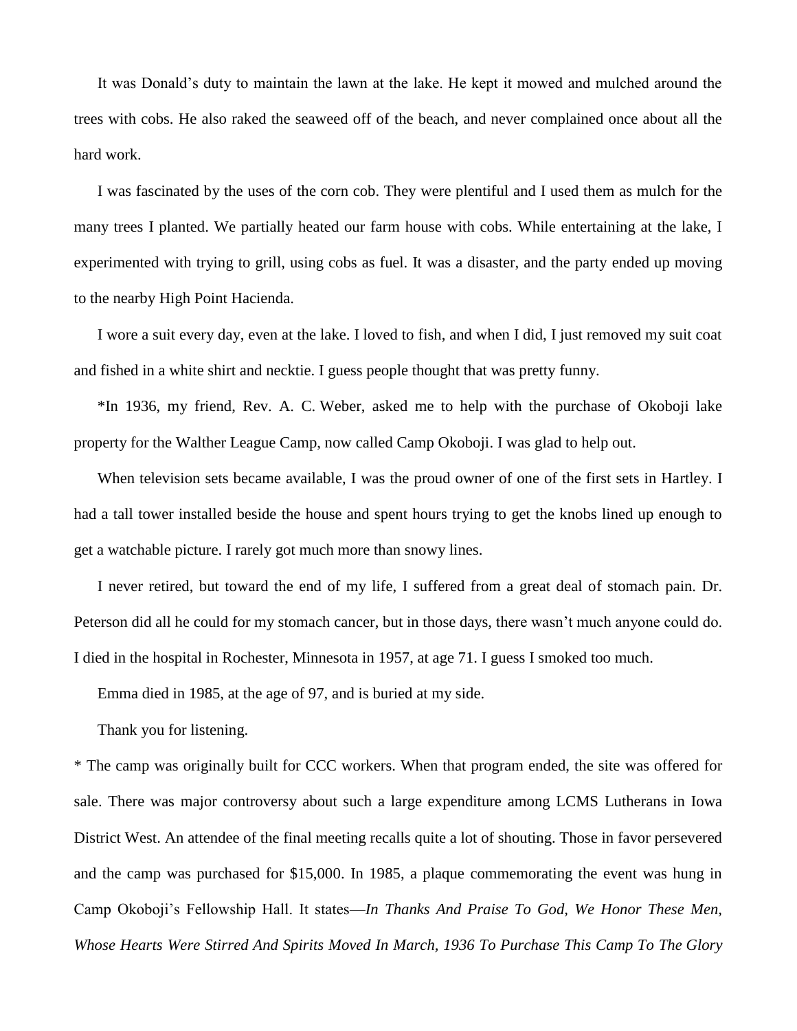It was Donald's duty to maintain the lawn at the lake. He kept it mowed and mulched around the trees with cobs. He also raked the seaweed off of the beach, and never complained once about all the hard work.

I was fascinated by the uses of the corn cob. They were plentiful and I used them as mulch for the many trees I planted. We partially heated our farm house with cobs. While entertaining at the lake, I experimented with trying to grill, using cobs as fuel. It was a disaster, and the party ended up moving to the nearby High Point Hacienda.

I wore a suit every day, even at the lake. I loved to fish, and when I did, I just removed my suit coat and fished in a white shirt and necktie. I guess people thought that was pretty funny.

*In 1936, my friend, Rev. A. C. Weber, asked me to help with the purchase of Okoboji lake property for the Walther League Camp, now called Camp Okoboji. I was glad to help out.

When television sets became available, I was the proud owner of one of the first sets in Hartley. I had a tall tower installed beside the house and spent hours trying to get the knobs lined up enough to get a watchable picture. I rarely got much more than snowy lines.

I never retired, but toward the end of my life, I suffered from a great deal of stomach pain. Dr. Peterson did all he could for my stomach cancer, but in those days, there wasn't much anyone could do. I died in the hospital in Rochester, Minnesota in 1957, at age 71. I guess I smoked too much.

Emma died in 1985, at the age of 97, and is buried at my side.

Thank you for listening.

* The camp was originally built for CCC workers. When that program ended, the site was offered for sale. There was major controversy about such a large expenditure among LCMS Lutherans in Iowa District West. An attendee of the final meeting recalls quite a lot of shouting. Those in favor persevered and the camp was purchased for $15,000. In 1985, a plaque commemorating the event was hung in Camp Okoboji's Fellowship Hall. It states—*In Thanks And Praise To God, We Honor These Men, Whose Hearts Were Stirred And Spirits Moved In March, 1936 To Purchase This Camp To The Glory*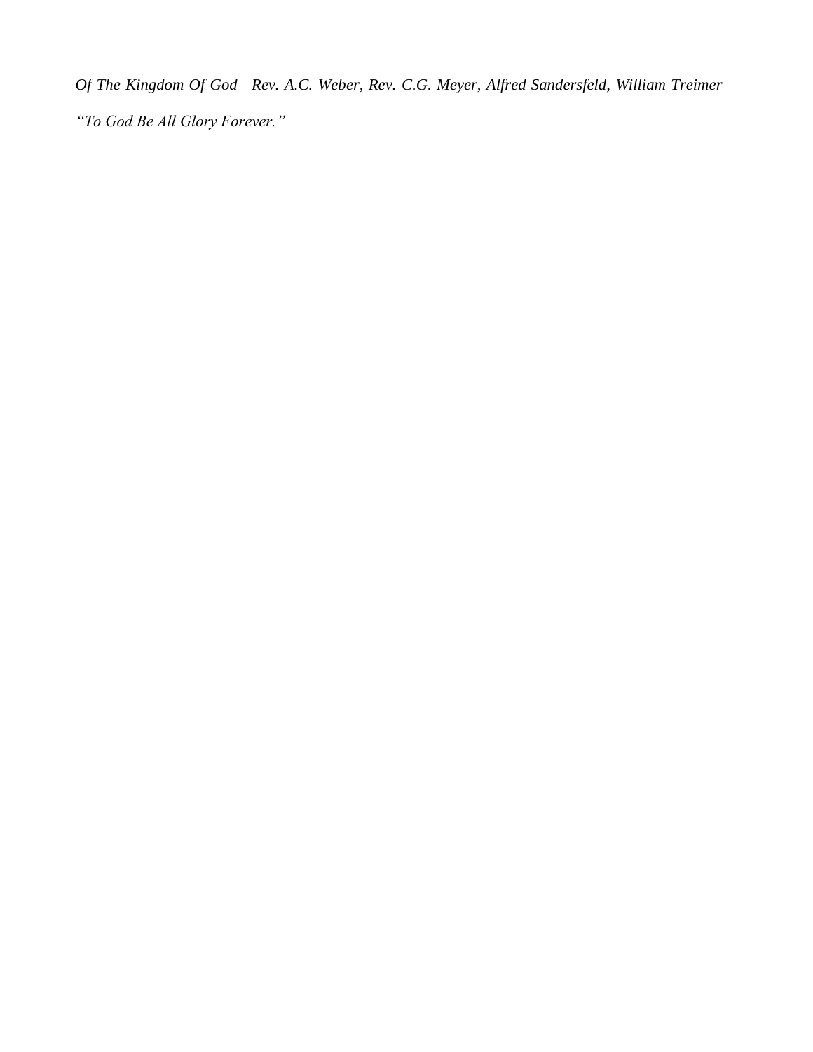*Of The Kingdom Of God—Rev. A.C. Weber, Rev. C.G. Meyer, Alfred Sandersfeld, William Treimer—*

*"To God Be All Glory Forever."*